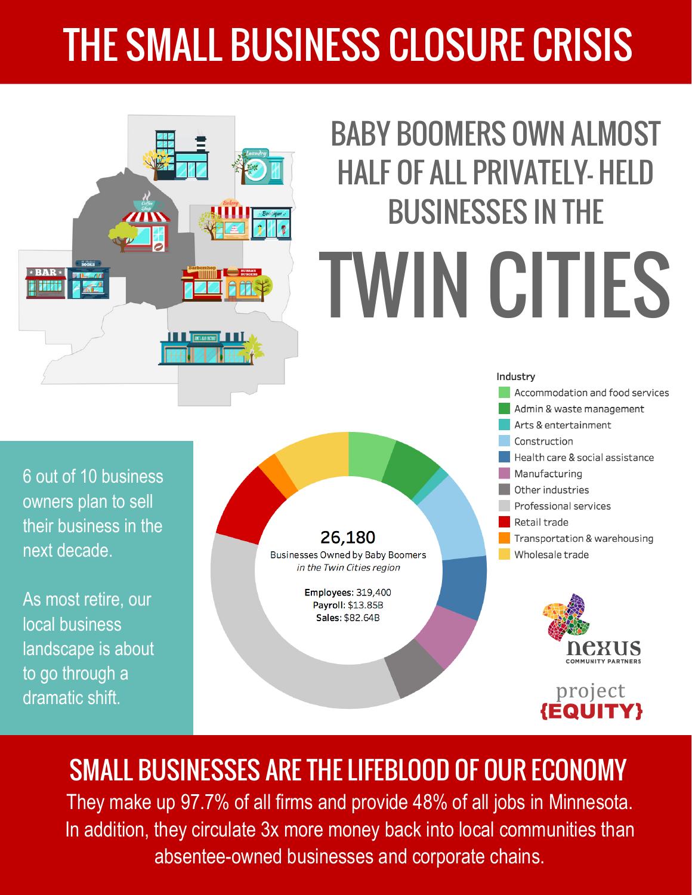# THE SMALL BUSINESS CLOSURE CRISIS

## BABY BOOMERS OWN ALMOST HALF OF ALL PRIVATELY-HELD BUSINESSES IN THE TWIN CITIES

6 out of 10 business owners plan to sell their business in the next decade.

As most retire, our local business landscape is about to go through a dramatic shift.

**26,180**
Businesses Owned by Baby Boomers
*in the Twin Cities region*

**Employees:** 319,400
**Payroll:** $13.85B
**Sales:** $82.64B

Industry
- Accommodation and food services
- Admin & waste management
- Arts & entertainment
- Construction
- Health care & social assistance
- Manufacturing
- Other industries
- Professional services
- Retail trade
- Transportation & warehousing
- Wholesale trade

nexus COMMUNITY PARTNERS

project {EQUITY}

## SMALL BUSINESSES ARE THE LIFEBLOOD OF OUR ECONOMY

They make up 97.7% of all firms and provide 48% of all jobs in Minnesota. In addition, they circulate 3x more money back into local communities than absentee-owned businesses and corporate chains.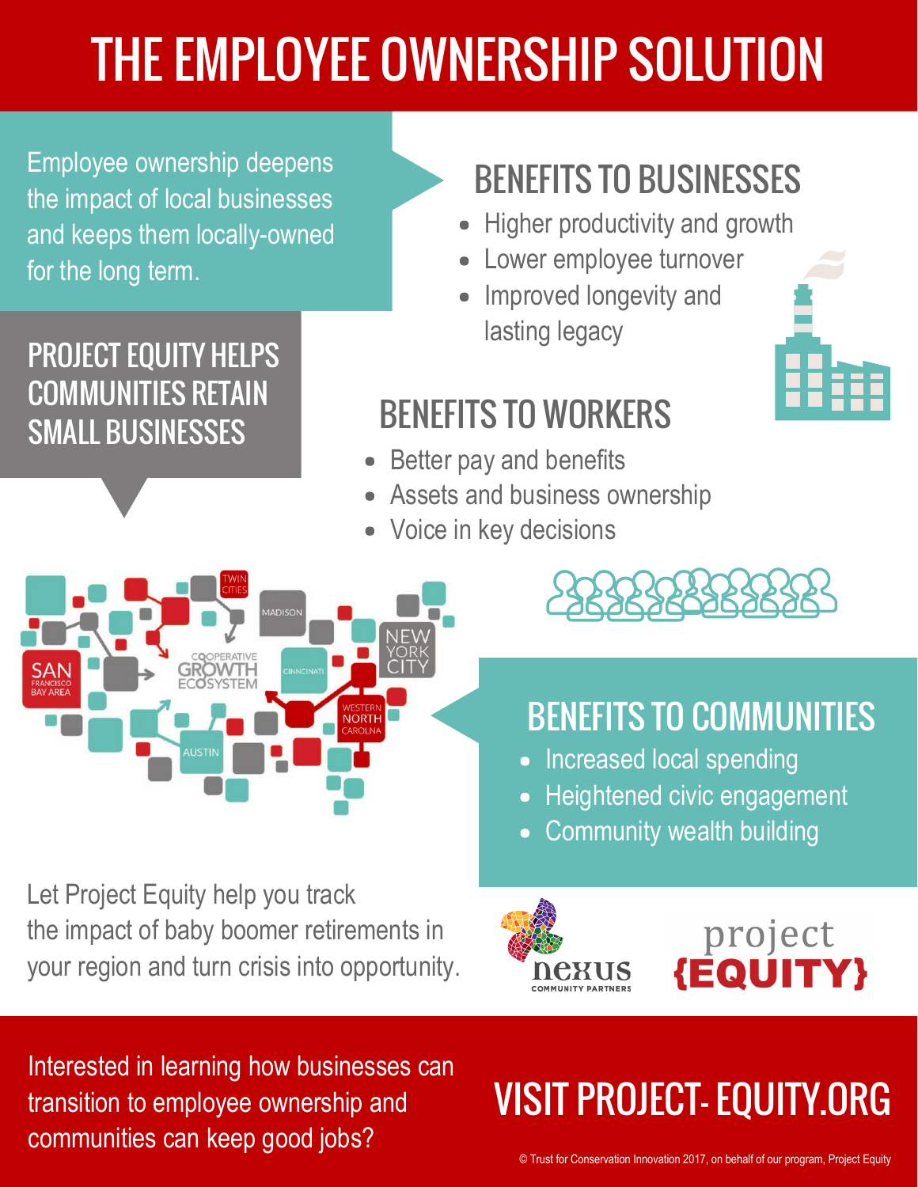# THE EMPLOYEE OWNERSHIP SOLUTION

Employee ownership deepens the impact of local businesses and keeps them locally-owned for the long term.

## PROJECT EQUITY HELPS COMMUNITIES RETAIN SMALL BUSINESSES

## BENEFITS TO BUSINESSES

- Higher productivity and growth
- Lower employee turnover
- Improved longevity and lasting legacy

## BENEFITS TO WORKERS

- Better pay and benefits
- Assets and business ownership
- Voice in key decisions

TWIN CITIES

MADISON

NEW YORK CITY

SAN FRANCISCO BAY AREA

COOPERATIVE GROWTH ECOSYSTEM

CINCINNATI

WESTERN NORTH CAROLNA

AUSTIN

## BENEFITS TO COMMUNITIES

- Increased local spending
- Heightened civic engagement
- Community wealth building

Let Project Equity help you track the impact of baby boomer retirements in your region and turn crisis into opportunity.

nexus COMMUNITY PARTNERS

project {EQUITY}

Interested in learning how businesses can transition to employee ownership and communities can keep good jobs?

## VISIT PROJECT- EQUITY.ORG

© Trust for Conservation Innovation 2017, on behalf of our program, Project Equity